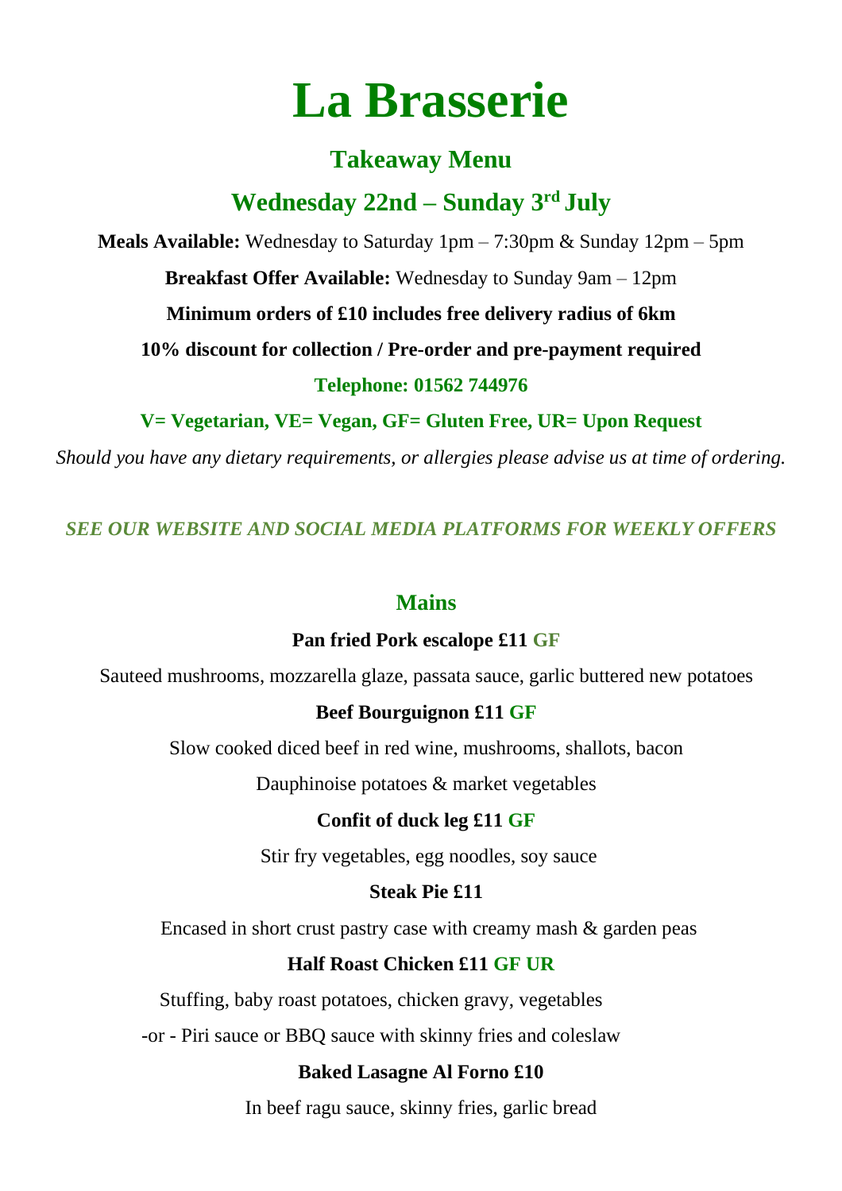# La Brasserie

## Takeaway Menu

## Wednesday 22nd – Sunday 3rd July

**Meals Available:** Wednesday to Saturday 1pm – 7:30pm & Sunday 12pm – 5pm

**Breakfast Offer Available:** Wednesday to Sunday 9am – 12pm

**Minimum orders of £10 includes free delivery radius of 6km**

**10% discount for collection / Pre-order and pre-payment required**

**Telephone: 01562 744976**

**V= Vegetarian, VE= Vegan, GF= Gluten Free, UR= Upon Request**

*Should you have any dietary requirements, or allergies please advise us at time of ordering.*

***SEE OUR WEBSITE AND SOCIAL MEDIA PLATFORMS FOR WEEKLY OFFERS***

### Mains

**Pan fried Pork escalope £11 GF**

Sauteed mushrooms, mozzarella glaze, passata sauce, garlic buttered new potatoes

**Beef Bourguignon £11 GF**

Slow cooked diced beef in red wine, mushrooms, shallots, bacon

Dauphinoise potatoes & market vegetables

**Confit of duck leg £11 GF**

Stir fry vegetables, egg noodles, soy sauce

**Steak Pie £11**

Encased in short crust pastry case with creamy mash & garden peas

**Half Roast Chicken £11 GF UR**

Stuffing, baby roast potatoes, chicken gravy, vegetables

-or - Piri sauce or BBQ sauce with skinny fries and coleslaw

**Baked Lasagne Al Forno £10**

In beef ragu sauce, skinny fries, garlic bread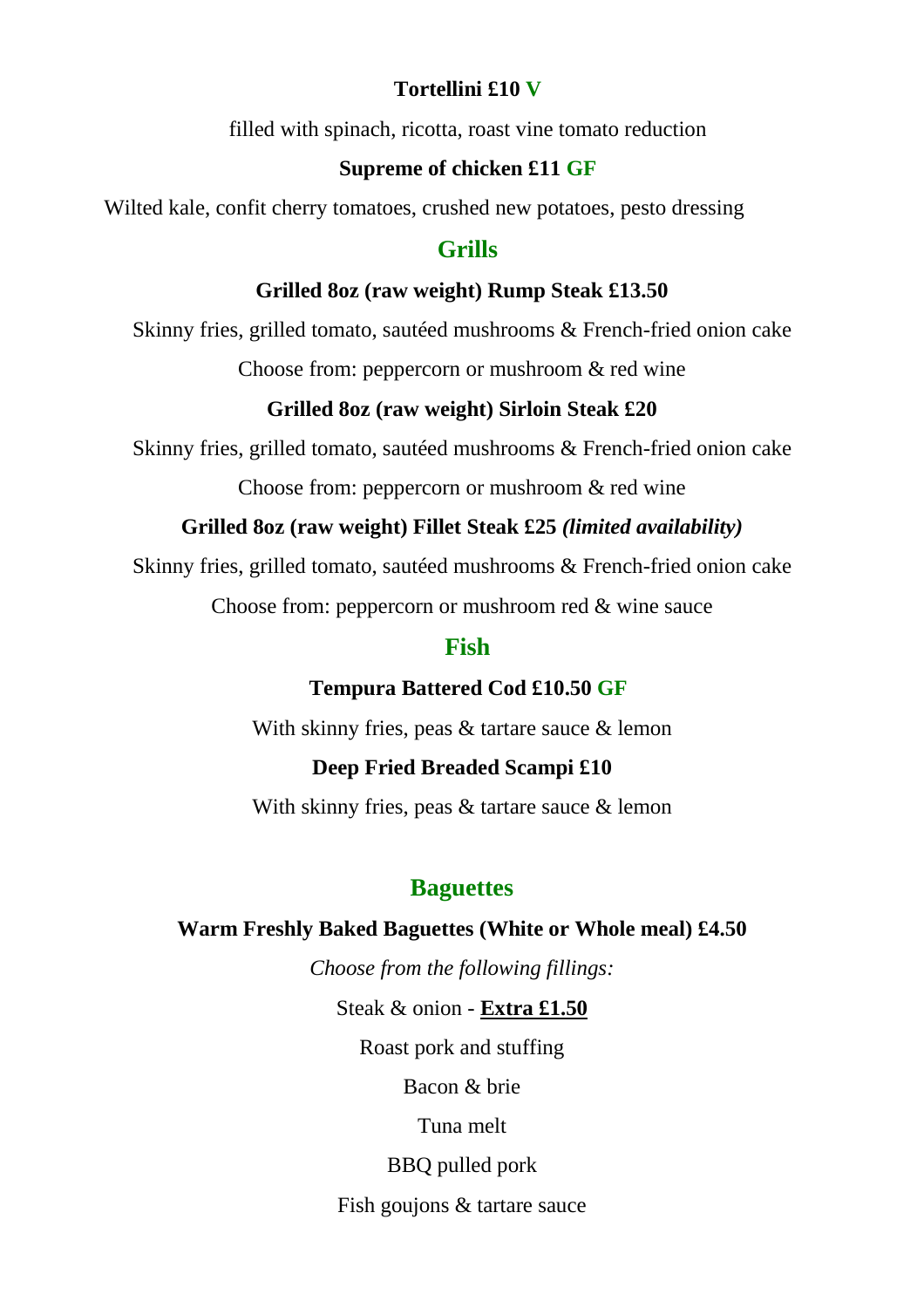**Tortellini £10 V**

filled with spinach, ricotta, roast vine tomato reduction

**Supreme of chicken £11 GF**

Wilted kale, confit cherry tomatoes, crushed new potatoes, pesto dressing

## Grills

**Grilled 8oz (raw weight) Rump Steak £13.50**

Skinny fries, grilled tomato, sautéed mushrooms & French-fried onion cake

Choose from: peppercorn or mushroom & red wine

**Grilled 8oz (raw weight) Sirloin Steak £20**

Skinny fries, grilled tomato, sautéed mushrooms & French-fried onion cake

Choose from: peppercorn or mushroom & red wine

**Grilled 8oz (raw weight) Fillet Steak £25 *(limited availability)***

Skinny fries, grilled tomato, sautéed mushrooms & French-fried onion cake

Choose from: peppercorn or mushroom red & wine sauce

## Fish

**Tempura Battered Cod £10.50 GF**

With skinny fries, peas & tartare sauce & lemon

**Deep Fried Breaded Scampi £10**

With skinny fries, peas & tartare sauce & lemon

## Baguettes

**Warm Freshly Baked Baguettes (White or Whole meal) £4.50**

*Choose from the following fillings:*

Steak & onion - **Extra £1.50**

Roast pork and stuffing

Bacon & brie

Tuna melt

BBQ pulled pork

Fish goujons & tartare sauce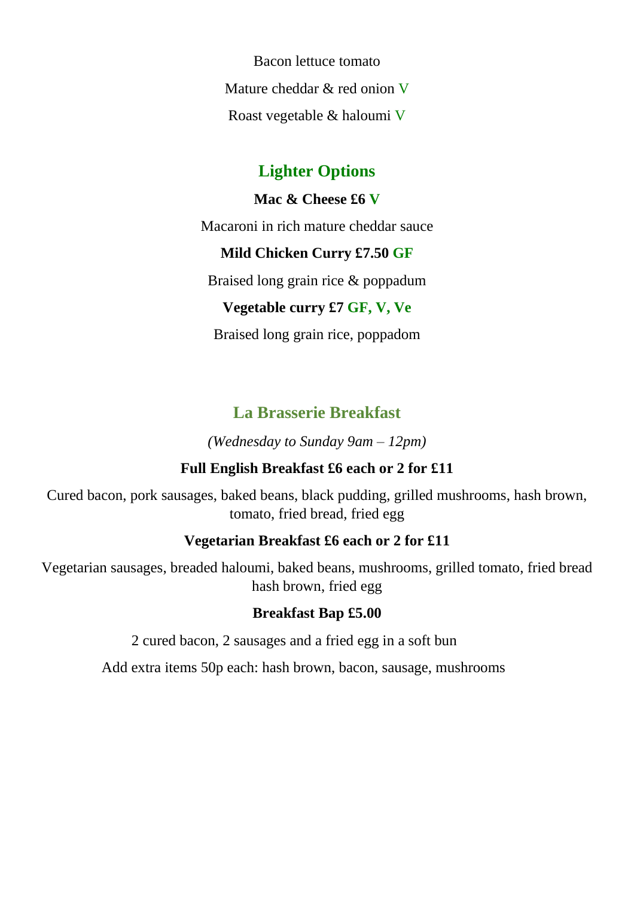Bacon lettuce tomato

Mature cheddar & red onion V

Roast vegetable & haloumi V

## Lighter Options

**Mac & Cheese £6 V**

Macaroni in rich mature cheddar sauce

**Mild Chicken Curry £7.50 GF**

Braised long grain rice & poppadum

**Vegetable curry £7 GF, V, Ve**

Braised long grain rice, poppadom

## La Brasserie Breakfast

*(Wednesday to Sunday 9am – 12pm)*

**Full English Breakfast £6 each or 2 for £11**

Cured bacon, pork sausages, baked beans, black pudding, grilled mushrooms, hash brown, tomato, fried bread, fried egg

**Vegetarian Breakfast £6 each or 2 for £11**

Vegetarian sausages, breaded haloumi, baked beans, mushrooms, grilled tomato, fried bread hash brown, fried egg

**Breakfast Bap £5.00**

2 cured bacon, 2 sausages and a fried egg in a soft bun

Add extra items 50p each: hash brown, bacon, sausage, mushrooms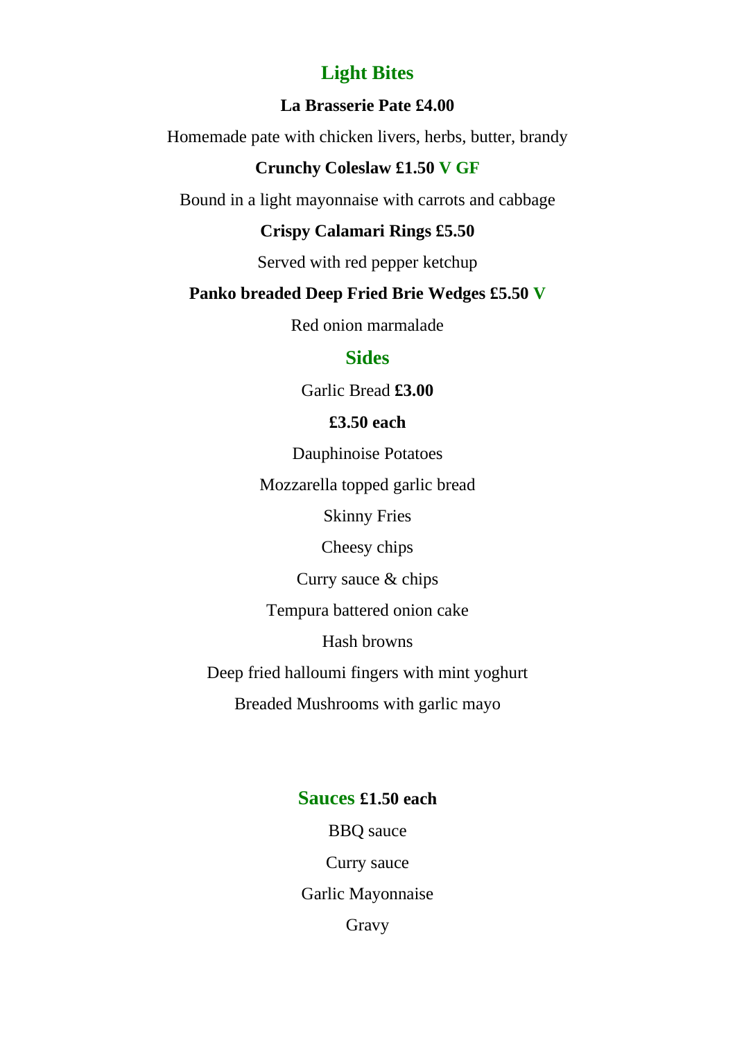## Light Bites

**La Brasserie Pate £4.00**

Homemade pate with chicken livers, herbs, butter, brandy

**Crunchy Coleslaw £1.50 V GF**

Bound in a light mayonnaise with carrots and cabbage

**Crispy Calamari Rings £5.50**

Served with red pepper ketchup

**Panko breaded Deep Fried Brie Wedges £5.50 V**

Red onion marmalade

## Sides

Garlic Bread **£3.00**

**£3.50 each**

Dauphinoise Potatoes

Mozzarella topped garlic bread

Skinny Fries

Cheesy chips

Curry sauce & chips

Tempura battered onion cake

Hash browns

Deep fried halloumi fingers with mint yoghurt

Breaded Mushrooms with garlic mayo

## Sauces **£1.50 each**

BBQ sauce

Curry sauce

Garlic Mayonnaise

Gravy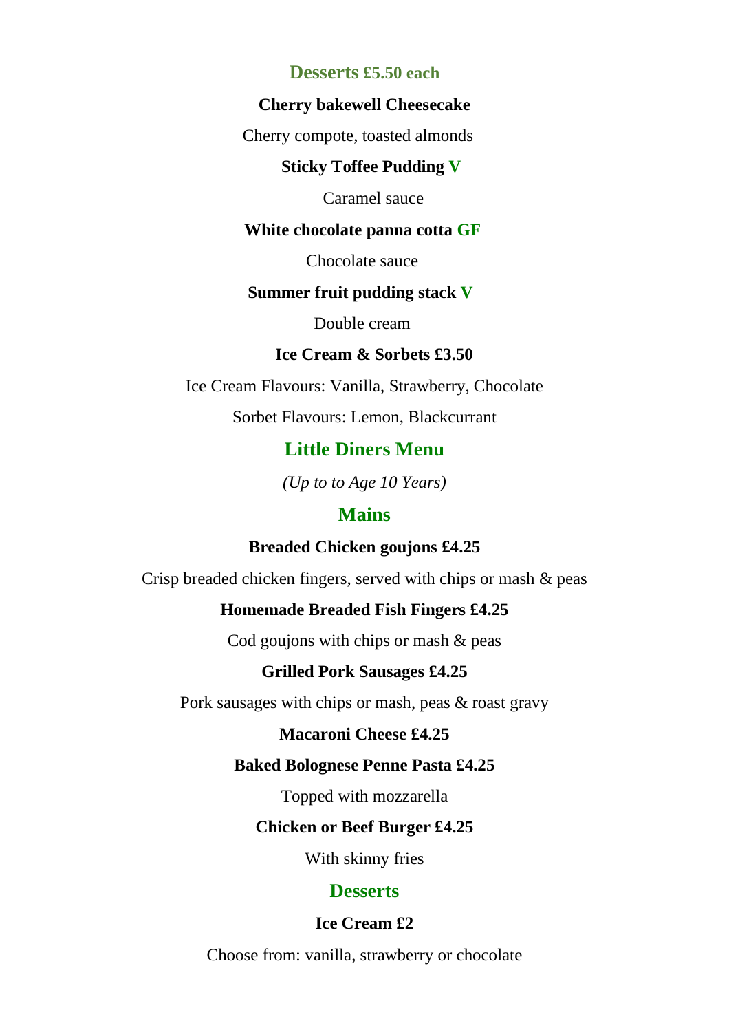## Desserts £5.50 each

**Cherry bakewell Cheesecake**

Cherry compote, toasted almonds

**Sticky Toffee Pudding V**

Caramel sauce

**White chocolate panna cotta GF**

Chocolate sauce

**Summer fruit pudding stack V**

Double cream

**Ice Cream & Sorbets £3.50**

Ice Cream Flavours: Vanilla, Strawberry, Chocolate

Sorbet Flavours: Lemon, Blackcurrant

# Little Diners Menu

*(Up to to Age 10 Years)*

## Mains

**Breaded Chicken goujons £4.25**

Crisp breaded chicken fingers, served with chips or mash & peas

**Homemade Breaded Fish Fingers £4.25**

Cod goujons with chips or mash & peas

**Grilled Pork Sausages £4.25**

Pork sausages with chips or mash, peas & roast gravy

**Macaroni Cheese £4.25**

**Baked Bolognese Penne Pasta £4.25**

Topped with mozzarella

**Chicken or Beef Burger £4.25**

With skinny fries

## Desserts

**Ice Cream £2**

Choose from: vanilla, strawberry or chocolate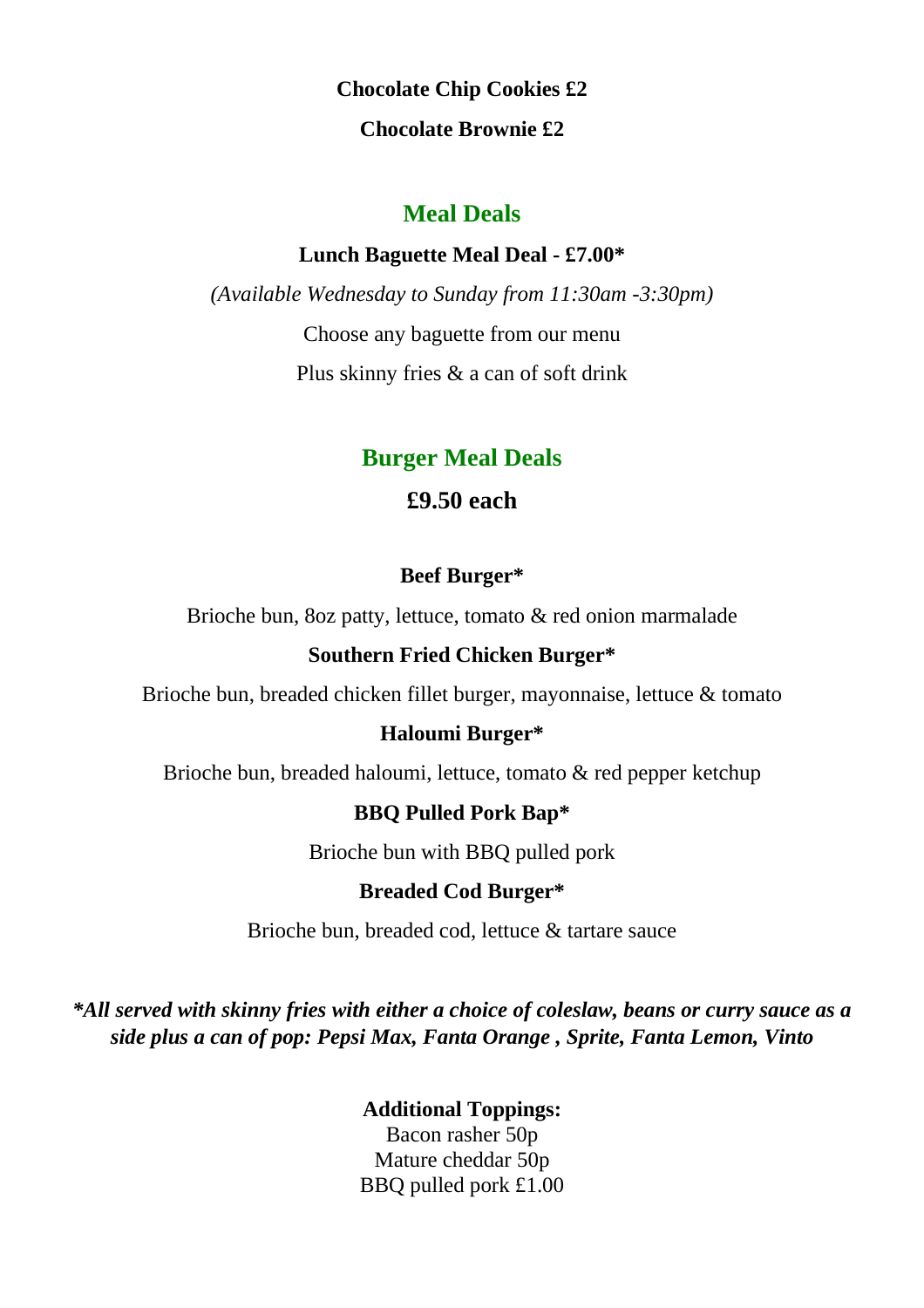**Chocolate Chip Cookies £2**

**Chocolate Brownie £2**

## Meal Deals

**Lunch Baguette Meal Deal - £7.00***

*(Available Wednesday to Sunday from 11:30am -3:30pm)*

Choose any baguette from our menu

Plus skinny fries & a can of soft drink

## Burger Meal Deals

### £9.50 each

**Beef Burger***

Brioche bun, 8oz patty, lettuce, tomato & red onion marmalade

**Southern Fried Chicken Burger***

Brioche bun, breaded chicken fillet burger, mayonnaise, lettuce & tomato

**Haloumi Burger***

Brioche bun, breaded haloumi, lettuce, tomato & red pepper ketchup

**BBQ Pulled Pork Bap***

Brioche bun with BBQ pulled pork

**Breaded Cod Burger***

Brioche bun, breaded cod, lettuce & tartare sauce

***All served with skinny fries with either a choice of coleslaw, beans or curry sauce as a side plus a can of pop: Pepsi Max, Fanta Orange , Sprite, Fanta Lemon, Vinto***

**Additional Toppings:**
Bacon rasher 50p
Mature cheddar 50p
BBQ pulled pork £1.00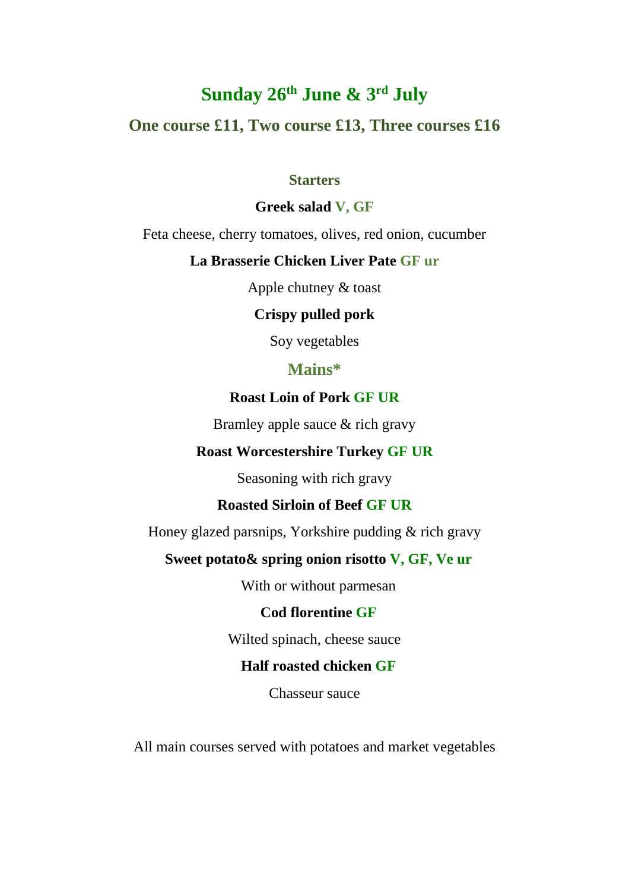# Sunday 26th June & 3rd July

## One course £11, Two course £13, Three courses £16

### Starters

**Greek salad** V, GF

Feta cheese, cherry tomatoes, olives, red onion, cucumber

**La Brasserie Chicken Liver Pate** GF ur

Apple chutney & toast

**Crispy pulled pork**

Soy vegetables

### Mains*

**Roast Loin of Pork** GF UR

Bramley apple sauce & rich gravy

**Roast Worcestershire Turkey** GF UR

Seasoning with rich gravy

**Roasted Sirloin of Beef** GF UR

Honey glazed parsnips, Yorkshire pudding & rich gravy

**Sweet potato& spring onion risotto** V, GF, Ve ur

With or without parmesan

**Cod florentine** GF

Wilted spinach, cheese sauce

**Half roasted chicken** GF

Chasseur sauce

All main courses served with potatoes and market vegetables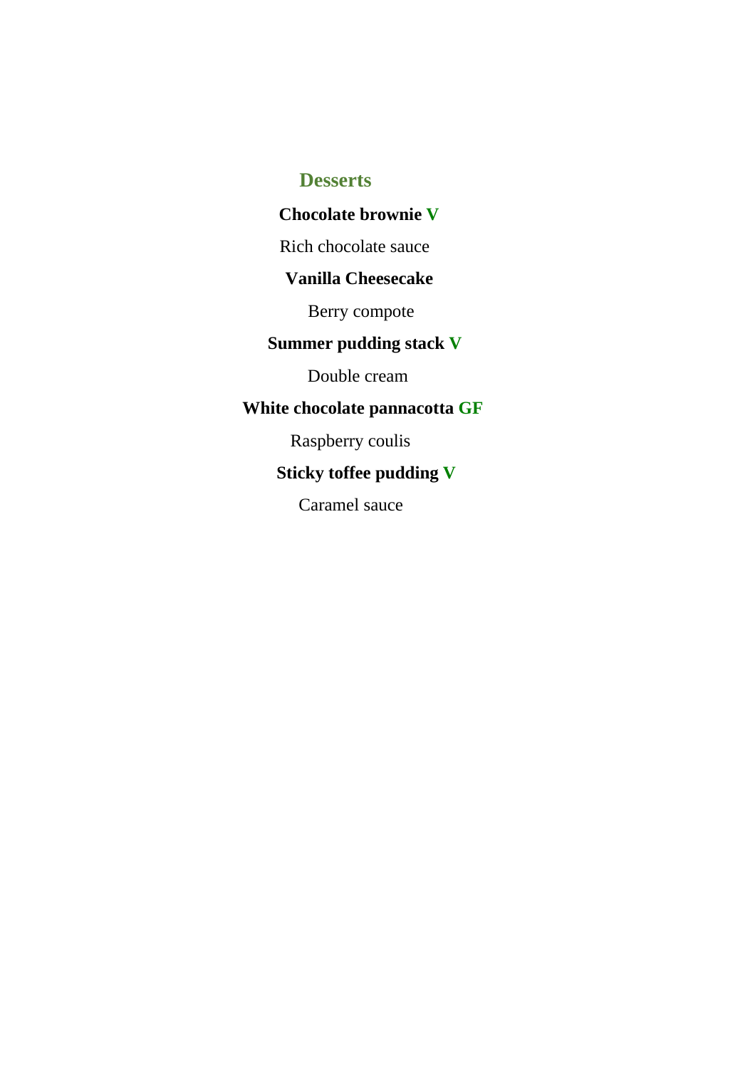## Desserts

**Chocolate brownie V**

Rich chocolate sauce

**Vanilla Cheesecake**

Berry compote

**Summer pudding stack V**

Double cream

**White chocolate pannacotta GF**

Raspberry coulis

**Sticky toffee pudding V**

Caramel sauce